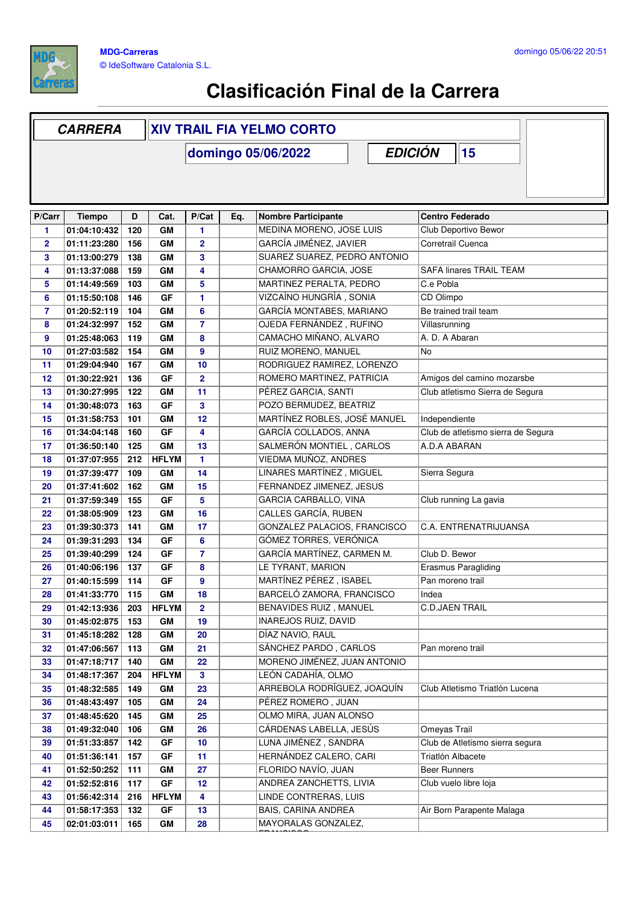MDG-Carreras
© IdeSoftware Catalonia S.L.

domingo 05/06/22 20:51

# Clasificación Final de la Carrera

| CARRERA | XIV TRAIL FIA YELMO CORTO |
|---|---|
| | domingo 05/06/2022 |
| EDICIÓN | 15 |

| P/Carr | Tiempo | D | Cat. | P/Cat | Eq. | Nombre Participante | Centro Federado |
|---|---|---|---|---|---|---|---|
| 1 | 01:04:10:432 | 120 | GM | 1 | | MEDINA MORENO, JOSE LUIS | Club Deportivo Bewor |
| 2 | 01:11:23:280 | 156 | GM | 2 | | GARCÍA JIMÉNEZ, JAVIER | Corretrail Cuenca |
| 3 | 01:13:00:279 | 138 | GM | 3 | | SUAREZ SUAREZ, PEDRO ANTONIO | |
| 4 | 01:13:37:088 | 159 | GM | 4 | | CHAMORRO GARCIA, JOSE | SAFA linares TRAIL TEAM |
| 5 | 01:14:49:569 | 103 | GM | 5 | | MARTINEZ PERALTA, PEDRO | C.e Pobla |
| 6 | 01:15:50:108 | 146 | GF | 1 | | VIZCAÍNO HUNGRÍA , SONIA | CD Olimpo |
| 7 | 01:20:52:119 | 104 | GM | 6 | | GARCÍA MONTABES, MARIANO | Be trained trail team |
| 8 | 01:24:32:997 | 152 | GM | 7 | | OJEDA FERNÁNDEZ , RUFINO | Villasrunning |
| 9 | 01:25:48:063 | 119 | GM | 8 | | CAMACHO MIÑANO, ALVARO | A. D. A Abaran |
| 10 | 01:27:03:582 | 154 | GM | 9 | | RUIZ MORENO, MANUEL | No |
| 11 | 01:29:04:940 | 167 | GM | 10 | | RODRIGUEZ RAMIREZ, LORENZO | |
| 12 | 01:30:22:921 | 136 | GF | 2 | | ROMERO MARTINEZ, PATRICIA | Amigos del camino mozarsbe |
| 13 | 01:30:27:995 | 122 | GM | 11 | | PÉREZ GARCIA, SANTI | Club atletismo Sierra de Segura |
| 14 | 01:30:48:073 | 163 | GF | 3 | | POZO BERMUDEZ, BEATRIZ | |
| 15 | 01:31:58:753 | 101 | GM | 12 | | MARTÍNEZ ROBLES, JOSÉ MANUEL | Independiente |
| 16 | 01:34:04:148 | 160 | GF | 4 | | GARCÍA COLLADOS, ANNA | Club de atletismo sierra de Segura |
| 17 | 01:36:50:140 | 125 | GM | 13 | | SALMERÓN MONTIEL , CARLOS | A.D.A ABARAN |
| 18 | 01:37:07:955 | 212 | HFLYM | 1 | | VIEDMA MUÑOZ, ANDRES | |
| 19 | 01:37:39:477 | 109 | GM | 14 | | LINARES MARTÍNEZ , MIGUEL | Sierra Segura |
| 20 | 01:37:41:602 | 162 | GM | 15 | | FERNANDEZ JIMENEZ, JESUS | |
| 21 | 01:37:59:349 | 155 | GF | 5 | | GARCIA CARBALLO, VINA | Club running La gavia |
| 22 | 01:38:05:909 | 123 | GM | 16 | | CALLES GARCÍA, RUBEN | |
| 23 | 01:39:30:373 | 141 | GM | 17 | | GONZALEZ PALACIOS, FRANCISCO | C.A. ENTRENATRIJUANSA |
| 24 | 01:39:31:293 | 134 | GF | 6 | | GÓMEZ TORRES, VERÓNICA | |
| 25 | 01:39:40:299 | 124 | GF | 7 | | GARCÍA MARTÍNEZ, CARMEN M. | Club D. Bewor |
| 26 | 01:40:06:196 | 137 | GF | 8 | | LE TYRANT, MARION | Erasmus Paragliding |
| 27 | 01:40:15:599 | 114 | GF | 9 | | MARTÍNEZ PÉREZ , ISABEL | Pan moreno trail |
| 28 | 01:41:33:770 | 115 | GM | 18 | | BARCELÓ ZAMORA, FRANCISCO | Indea |
| 29 | 01:42:13:936 | 203 | HFLYM | 2 | | BENAVIDES RUIZ , MANUEL | C.D.JAEN TRAIL |
| 30 | 01:45:02:875 | 153 | GM | 19 | | INAREJOS RUIZ, DAVID | |
| 31 | 01:45:18:282 | 128 | GM | 20 | | DÍAZ NAVIO, RAUL | |
| 32 | 01:47:06:567 | 113 | GM | 21 | | SÁNCHEZ PARDO , CARLOS | Pan moreno trail |
| 33 | 01:47:18:717 | 140 | GM | 22 | | MORENO JIMÉNEZ, JUAN ANTONIO | |
| 34 | 01:48:17:367 | 204 | HFLYM | 3 | | LEÓN CADAHÍA, OLMO | |
| 35 | 01:48:32:585 | 149 | GM | 23 | | ARREBOLA RODRÍGUEZ, JOAQUÍN | Club Atletismo Triatlón Lucena |
| 36 | 01:48:43:497 | 105 | GM | 24 | | PÉREZ ROMERO , JUAN | |
| 37 | 01:48:45:620 | 145 | GM | 25 | | OLMO MIRA, JUAN ALONSO | |
| 38 | 01:49:32:040 | 106 | GM | 26 | | CÁRDENAS LABELLA, JESÚS | Omeyas Trail |
| 39 | 01:51:33:857 | 142 | GF | 10 | | LUNA JIMÉNEZ , SANDRA | Club de Atletismo sierra segura |
| 40 | 01:51:36:141 | 157 | GF | 11 | | HERNÁNDEZ CALERO, CARI | Triatlón Albacete |
| 41 | 01:52:50:252 | 111 | GM | 27 | | FLORIDO NAVÍO, JUAN | Beer Runners |
| 42 | 01:52:52:816 | 117 | GF | 12 | | ANDREA ZANCHETTS, LIVIA | Club vuelo libre loja |
| 43 | 01:56:42:314 | 216 | HFLYM | 4 | | LINDE CONTRERAS, LUIS | |
| 44 | 01:58:17:353 | 132 | GF | 13 | | BAIS, CARINA ANDREA | Air Born Parapente Malaga |
| 45 | 02:01:03:011 | 165 | GM | 28 | | MAYORALAS GONZALEZ, FRANCISCO | |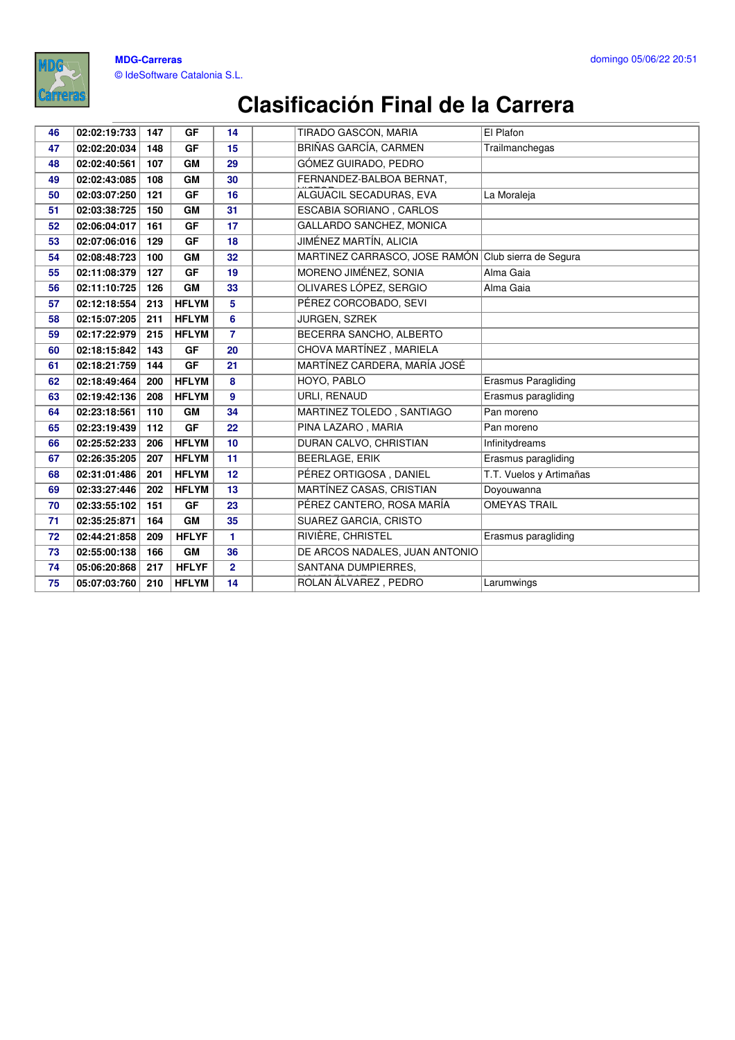# Clasificación Final de la Carrera

| | | | | | | | |
|---|---|---|---|---|---|---|---|
| 46 | 02:02:19:733 | 147 | GF | 14 | | TIRADO GASCON, MARIA | El Plafon |
| 47 | 02:02:20:034 | 148 | GF | 15 | | BRIÑAS GARCÍA, CARMEN | Trailmanchegas |
| 48 | 02:02:40:561 | 107 | GM | 29 | | GÓMEZ GUIRADO, PEDRO | |
| 49 | 02:02:43:085 | 108 | GM | 30 | | FERNANDEZ-BALBOA BERNAT, VICTOR | |
| 50 | 02:03:07:250 | 121 | GF | 16 | | ALGUACIL SECADURAS, EVA | La Moraleja |
| 51 | 02:03:38:725 | 150 | GM | 31 | | ESCABIA SORIANO , CARLOS | |
| 52 | 02:06:04:017 | 161 | GF | 17 | | GALLARDO SANCHEZ, MONICA | |
| 53 | 02:07:06:016 | 129 | GF | 18 | | JIMÉNEZ MARTÍN, ALICIA | |
| 54 | 02:08:48:723 | 100 | GM | 32 | | MARTINEZ CARRASCO, JOSE RAMÓN | Club sierra de Segura |
| 55 | 02:11:08:379 | 127 | GF | 19 | | MORENO JIMÉNEZ, SONIA | Alma Gaia |
| 56 | 02:11:10:725 | 126 | GM | 33 | | OLIVARES LÓPEZ, SERGIO | Alma Gaia |
| 57 | 02:12:18:554 | 213 | HFLYM | 5 | | PÉREZ CORCOBADO, SEVI | |
| 58 | 02:15:07:205 | 211 | HFLYM | 6 | | JURGEN, SZREK | |
| 59 | 02:17:22:979 | 215 | HFLYM | 7 | | BECERRA SANCHO, ALBERTO | |
| 60 | 02:18:15:842 | 143 | GF | 20 | | CHOVA MARTÍNEZ , MARIELA | |
| 61 | 02:18:21:759 | 144 | GF | 21 | | MARTÍNEZ CARDERA, MARÍA JOSÉ | |
| 62 | 02:18:49:464 | 200 | HFLYM | 8 | | HOYO, PABLO | Erasmus Paragliding |
| 63 | 02:19:42:136 | 208 | HFLYM | 9 | | URLI, RENAUD | Erasmus paragliding |
| 64 | 02:23:18:561 | 110 | GM | 34 | | MARTINEZ TOLEDO , SANTIAGO | Pan moreno |
| 65 | 02:23:19:439 | 112 | GF | 22 | | PINA LAZARO , MARIA | Pan moreno |
| 66 | 02:25:52:233 | 206 | HFLYM | 10 | | DURAN CALVO, CHRISTIAN | Infinitydreams |
| 67 | 02:26:35:205 | 207 | HFLYM | 11 | | BEERLAGE, ERIK | Erasmus paragliding |
| 68 | 02:31:01:486 | 201 | HFLYM | 12 | | PÉREZ ORTIGOSA , DANIEL | T.T. Vuelos y Artimañas |
| 69 | 02:33:27:446 | 202 | HFLYM | 13 | | MARTÍNEZ CASAS, CRISTIAN | Doyouwanna |
| 70 | 02:33:55:102 | 151 | GF | 23 | | PÉREZ CANTERO, ROSA MARÍA | OMEYAS TRAIL |
| 71 | 02:35:25:871 | 164 | GM | 35 | | SUAREZ GARCIA, CRISTO | |
| 72 | 02:44:21:858 | 209 | HFLYF | 1 | | RIVIÈRE, CHRISTEL | Erasmus paragliding |
| 73 | 02:55:00:138 | 166 | GM | 36 | | DE ARCOS NADALES, JUAN ANTONIO | |
| 74 | 05:06:20:868 | 217 | HFLYF | 2 | | SANTANA DUMPIERRES, | |
| 75 | 05:07:03:760 | 210 | HFLYM | 14 | | ROLAN ÁLVAREZ , PEDRO | Larumwings |